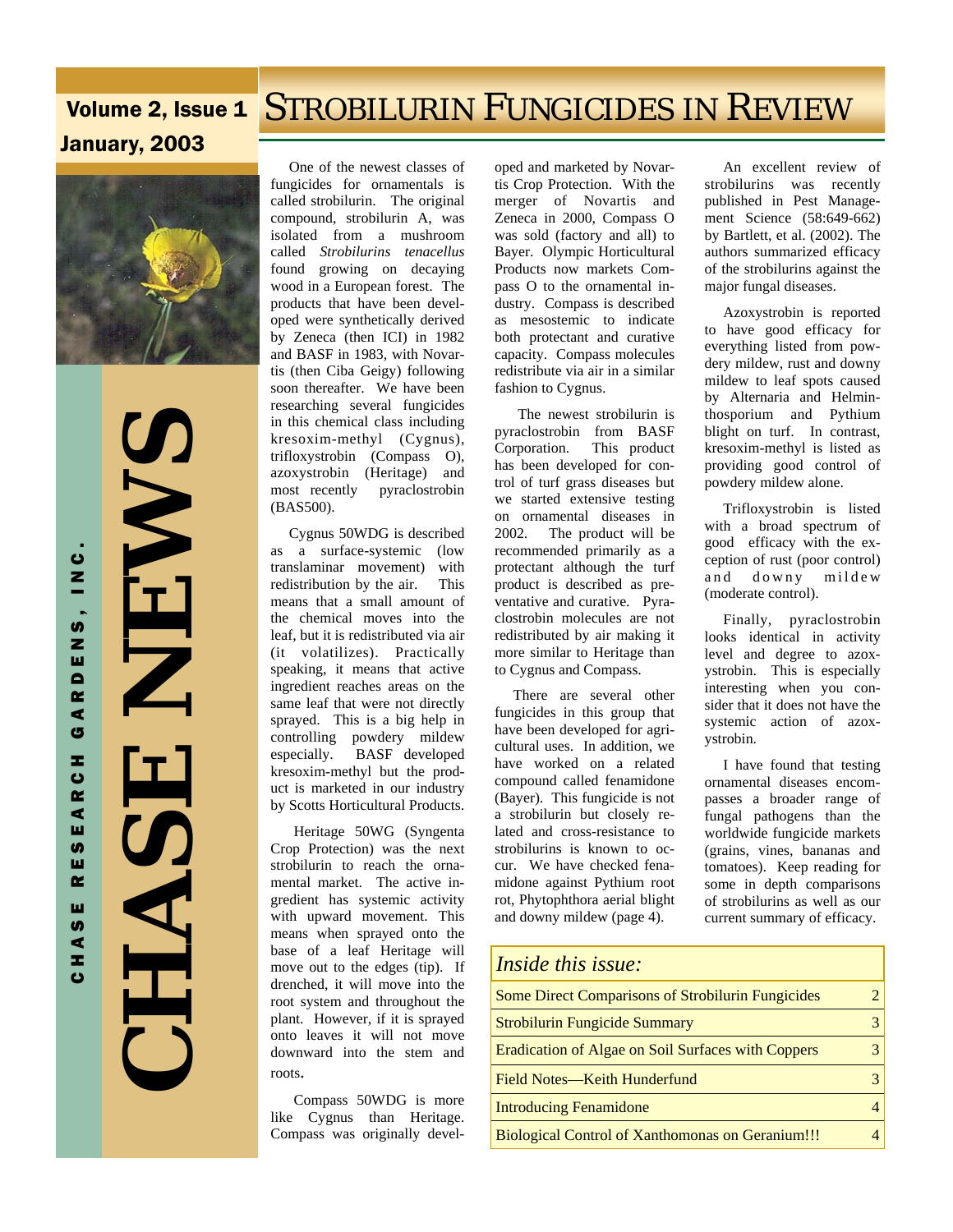# STROBILURIN FUNGICIDES IN REVIEW

**Volume 2, Issue 1**
**January, 2003**

**CHASE NEWS**

**CHASE RESEARCH GARDENS, INC.**

One of the newest classes of fungicides for ornamentals is called strobilurin. The original compound, strobilurin A, was isolated from a mushroom called *Strobilurins tenacellus* found growing on decaying wood in a European forest. The products that have been developed were synthetically derived by Zeneca (then ICI) in 1982 and BASF in 1983, with Novartis (then Ciba Geigy) following soon thereafter. We have been researching several fungicides in this chemical class including kresoxim-methyl (Cygnus), trifloxystrobin (Compass O), azoxystrobin (Heritage) and most recently pyraclostrobin (BAS500).

Cygnus 50WDG is described as a surface-systemic (low translaminar movement) with redistribution by the air. This means that a small amount of the chemical moves into the leaf, but it is redistributed via air (it volatilizes). Practically speaking, it means that active ingredient reaches areas on the same leaf that were not directly sprayed. This is a big help in controlling powdery mildew especially. BASF developed kresoxim-methyl but the product is marketed in our industry by Scotts Horticultural Products.

Heritage 50WG (Syngenta Crop Protection) was the next strobilurin to reach the ornamental market. The active ingredient has systemic activity with upward movement. This means when sprayed onto the base of a leaf Heritage will move out to the edges (tip). If drenched, it will move into the root system and throughout the plant. However, if it is sprayed onto leaves it will not move downward into the stem and roots.

Compass 50WDG is more like Cygnus than Heritage. Compass was originally developed and marketed by Novartis Crop Protection. With the merger of Novartis and Zeneca in 2000, Compass O was sold (factory and all) to Bayer. Olympic Horticultural Products now markets Compass O to the ornamental industry. Compass is described as mesostemic to indicate both protectant and curative capacity. Compass molecules redistribute via air in a similar fashion to Cygnus.

The newest strobilurin is pyraclostrobin from BASF Corporation. This product has been developed for control of turf grass diseases but we started extensive testing on ornamental diseases in 2002. The product will be recommended primarily as a protectant although the turf product is described as preventative and curative. Pyraclostrobin molecules are not redistributed by air making it more similar to Heritage than to Cygnus and Compass.

There are several other fungicides in this group that have been developed for agricultural uses. In addition, we have worked on a related compound called fenamidone (Bayer). This fungicide is not a strobilurin but closely related and cross-resistance to strobilurins is known to occur. We have checked fenamidone against Pythium root rot, Phytophthora aerial blight and downy mildew (page 4).

An excellent review of strobilurins was recently published in Pest Management Science (58:649-662) by Bartlett, et al. (2002). The authors summarized efficacy of the strobilurins against the major fungal diseases.

Azoxystrobin is reported to have good efficacy for everything listed from powdery mildew, rust and downy mildew to leaf spots caused by Alternaria and Helminthosporium and Pythium blight on turf. In contrast, kresoxim-methyl is listed as providing good control of powdery mildew alone.

Trifloxystrobin is listed with a broad spectrum of good efficacy with the exception of rust (poor control) and downy mildew (moderate control).

Finally, pyraclostrobin looks identical in activity level and degree to azoxystrobin. This is especially interesting when you consider that it does not have the systemic action of azoxystrobin.

I have found that testing ornamental diseases encompasses a broader range of fungal pathogens than the worldwide fungicide markets (grains, vines, bananas and tomatoes). Keep reading for some in depth comparisons of strobilurins as well as our current summary of efficacy.

## *Inside this issue:*

| | |
|---|---|
| Some Direct Comparisons of Strobilurin Fungicides | 2 |
| Strobilurin Fungicide Summary | 3 |
| Eradication of Algae on Soil Surfaces with Coppers | 3 |
| Field Notes—Keith Hunderfund | 3 |
| Introducing Fenamidone | 4 |
| Biological Control of Xanthomonas on Geranium!!! | 4 |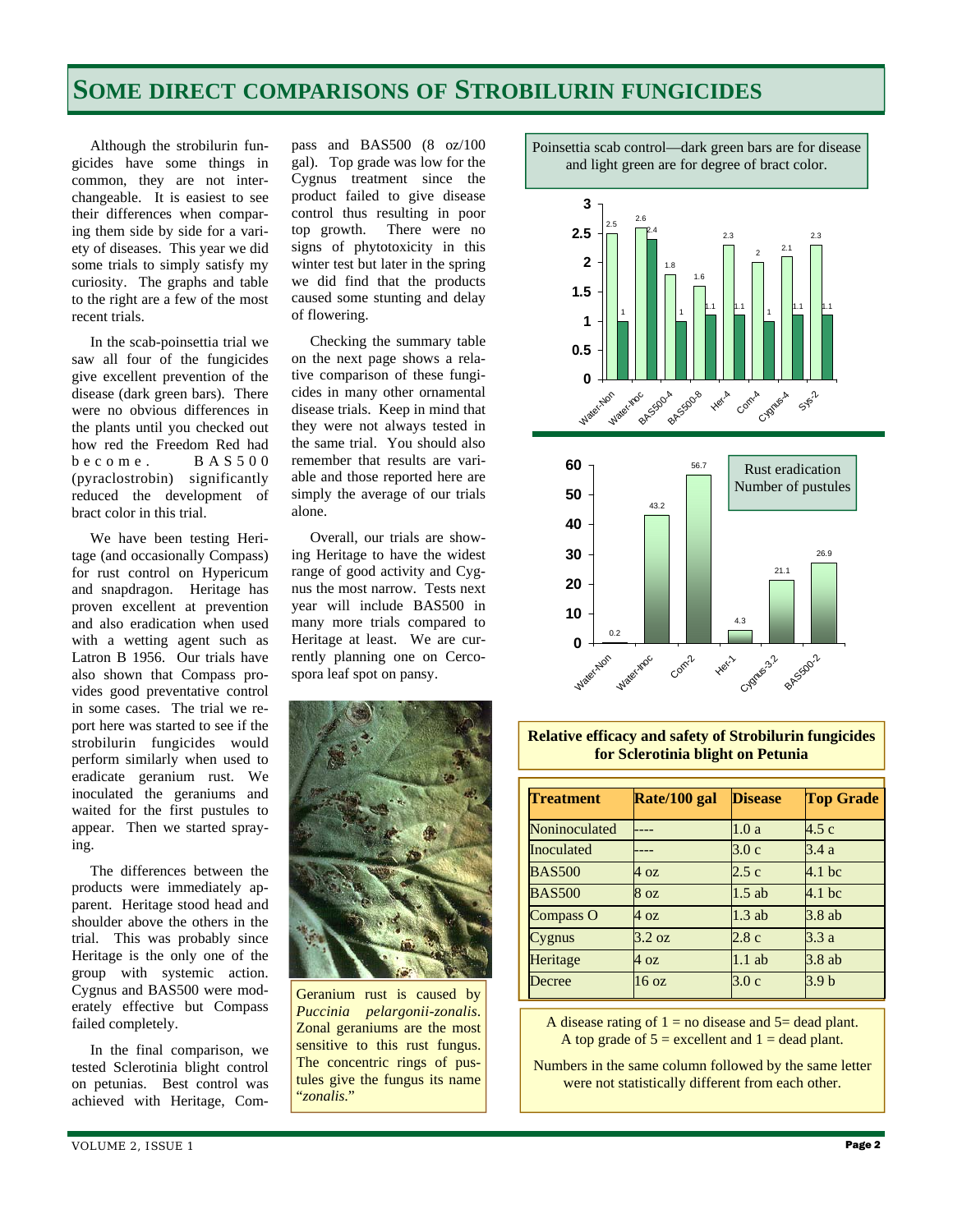# SOME DIRECT COMPARISONS OF STROBILURIN FUNGICIDES

Although the strobilurin fungicides have some things in common, they are not interchangeable. It is easiest to see their differences when comparing them side by side for a variety of diseases. This year we did some trials to simply satisfy my curiosity. The graphs and table to the right are a few of the most recent trials.

In the scab-poinsettia trial we saw all four of the fungicides give excellent prevention of the disease (dark green bars). There were no obvious differences in the plants until you checked out how red the Freedom Red had become. BAS500 (pyraclostrobin) significantly reduced the development of bract color in this trial.

We have been testing Heritage (and occasionally Compass) for rust control on Hypericum and snapdragon. Heritage has proven excellent at prevention and also eradication when used with a wetting agent such as Latron B 1956. Our trials have also shown that Compass provides good preventative control in some cases. The trial we report here was started to see if the strobilurin fungicides would perform similarly when used to eradicate geranium rust. We inoculated the geraniums and waited for the first pustules to appear. Then we started spraying.

The differences between the products were immediately apparent. Heritage stood head and shoulder above the others in the trial. This was probably since Heritage is the only one of the group with systemic action. Cygnus and BAS500 were moderately effective but Compass failed completely.

In the final comparison, we tested Sclerotinia blight control on petunias. Best control was achieved with Heritage, Compass and BAS500 (8 oz/100 gal). Top grade was low for the Cygnus treatment since the product failed to give disease control thus resulting in poor top growth. There were no signs of phytotoxicity in this winter test but later in the spring we did find that the products caused some stunting and delay of flowering.

Checking the summary table on the next page shows a relative comparison of these fungicides in many other ornamental disease trials. Keep in mind that they were not always tested in the same trial. You should also remember that results are variable and those reported here are simply the average of our trials alone.

Overall, our trials are showing Heritage to have the widest range of good activity and Cygnus the most narrow. Tests next year will include BAS500 in many more trials compared to Heritage at least. We are currently planning one on Cercospora leaf spot on pansy.

Geranium rust is caused by *Puccinia pelargonii-zonalis*. Zonal geraniums are the most sensitive to this rust fungus. The concentric rings of pustules give the fungus its name "*zonalis*."

Poinsettia scab control—dark green bars are for disease and light green are for degree of bract color.

| Treatment | Bract color (light green) | Disease (dark green) |
|---|---|---|
| Water-Non | 2.5 | 1 |
| Water-Inoc | 2.6 | 2.4 |
| BAS500-4 | 1.8 | 1 |
| BAS500-8 | 1.6 | 1.1 |
| Her-4 | 2.3 | 1.1 |
| Com-4 | 2 | 1 |
| Cygnus-4 | 2.1 | 1.1 |
| Sys-2 | 2.3 | 1.1 |

Rust eradication
Number of pustules

| Treatment | Number of pustules |
|---|---|
| Water-Non | 0.2 |
| Water-Inoc | 43.2 |
| Com-2 | 56.7 |
| Her-1 | 4.3 |
| Cygnus-3.2 | 21.1 |
| BAS500-2 | 26.9 |

**Relative efficacy and safety of Strobilurin fungicides for Sclerotinia blight on Petunia**

| Treatment | Rate/100 gal | Disease | Top Grade |
|---|---|---|---|
| Noninoculated | ---- | 1.0 a | 4.5 c |
| Inoculated | ---- | 3.0 c | 3.4 a |
| BAS500 | 4 oz | 2.5 c | 4.1 bc |
| BAS500 | 8 oz | 1.5 ab | 4.1 bc |
| Compass O | 4 oz | 1.3 ab | 3.8 ab |
| Cygnus | 3.2 oz | 2.8 c | 3.3 a |
| Heritage | 4 oz | 1.1 ab | 3.8 ab |
| Decree | 16 oz | 3.0 c | 3.9 b |

A disease rating of 1 = no disease and 5= dead plant. A top grade of 5 = excellent and 1 = dead plant.

Numbers in the same column followed by the same letter were not statistically different from each other.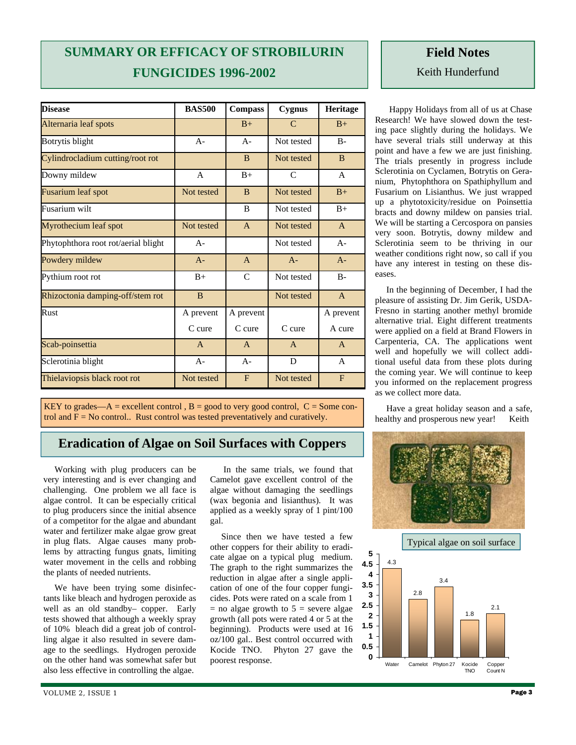## SUMMARY OR EFFICACY OF STROBILURIN FUNGICIDES 1996-2002

| Disease | BAS500 | Compass | Cygnus | Heritage |
|---|---|---|---|---|
| Alternaria leaf spots | | B+ | C | B+ |
| Botrytis blight | A- | A- | Not tested | B- |
| Cylindrocladium cutting/root rot | | B | Not tested | B |
| Downy mildew | A | B+ | C | A |
| Fusarium leaf spot | Not tested | B | Not tested | B+ |
| Fusarium wilt | | B | Not tested | B+ |
| Myrothecium leaf spot | Not tested | A | Not tested | A |
| Phytophthora root rot/aerial blight | A- | | Not tested | A- |
| Powdery mildew | A- | A | A- | A- |
| Pythium root rot | B+ | C | Not tested | B- |
| Rhizoctonia damping-off/stem rot | B | | Not tested | A |
| Rust | A prevent<br>C cure | A prevent<br>C cure | C cure | A prevent<br>A cure |
| Scab-poinsettia | A | A | A | A |
| Sclerotinia blight | A- | A- | D | A |
| Thielaviopsis black root rot | Not tested | F | Not tested | F |

KEY to grades—A = excellent control , B = good to very good control, C = Some control and F = No control.. Rust control was tested preventatively and curatively.

## Field Notes

Keith Hunderfund

Happy Holidays from all of us at Chase Research! We have slowed down the testing pace slightly during the holidays. We have several trials still underway at this point and have a few we are just finishing. The trials presently in progress include Sclerotinia on Cyclamen, Botrytis on Geranium, Phytophthora on Spathiphyllum and Fusarium on Lisianthus. We just wrapped up a phytotoxicity/residue on Poinsettia bracts and downy mildew on pansies trial. We will be starting a Cercospora on pansies very soon. Botrytis, downy mildew and Sclerotinia seem to be thriving in our weather conditions right now, so call if you have any interest in testing on these diseases.

In the beginning of December, I had the pleasure of assisting Dr. Jim Gerik, USDA-Fresno in starting another methyl bromide alternative trial. Eight different treatments were applied on a field at Brand Flowers in Carpenteria, CA. The applications went well and hopefully we will collect additional useful data from these plots during the coming year. We will continue to keep you informed on the replacement progress as we collect more data.

Have a great holiday season and a safe, healthy and prosperous new year! Keith

## Eradication of Algae on Soil Surfaces with Coppers

Working with plug producers can be very interesting and is ever changing and challenging. One problem we all face is algae control. It can be especially critical to plug producers since the initial absence of a competitor for the algae and abundant water and fertilizer make algae grow great in plug flats. Algae causes many problems by attracting fungus gnats, limiting water movement in the cells and robbing the plants of needed nutrients.

We have been trying some disinfectants like bleach and hydrogen peroxide as well as an old standby– copper. Early tests showed that although a weekly spray of 10% bleach did a great job of controlling algae it also resulted in severe damage to the seedlings. Hydrogen peroxide on the other hand was somewhat safer but also less effective in controlling the algae.

In the same trials, we found that Camelot gave excellent control of the algae without damaging the seedlings (wax begonia and lisianthus). It was applied as a weekly spray of 1 pint/100 gal.

Since then we have tested a few other coppers for their ability to eradicate algae on a typical plug medium. The graph to the right summarizes the reduction in algae after a single application of one of the four copper fungicides. Pots were rated on a scale from 1 = no algae growth to 5 = severe algae growth (all pots were rated 4 or 5 at the beginning). Products were used at 16 oz/100 gal.. Best control occurred with Kocide TNO. Phyton 27 gave the poorest response.

Typical algae on soil surface

| Treatment | Algae rating |
|---|---|
| Water | 4.3 |
| Camelot | 2.8 |
| Phyton 27 | 3.4 |
| Kocide TNO | 1.8 |
| Copper Count N | 2.1 |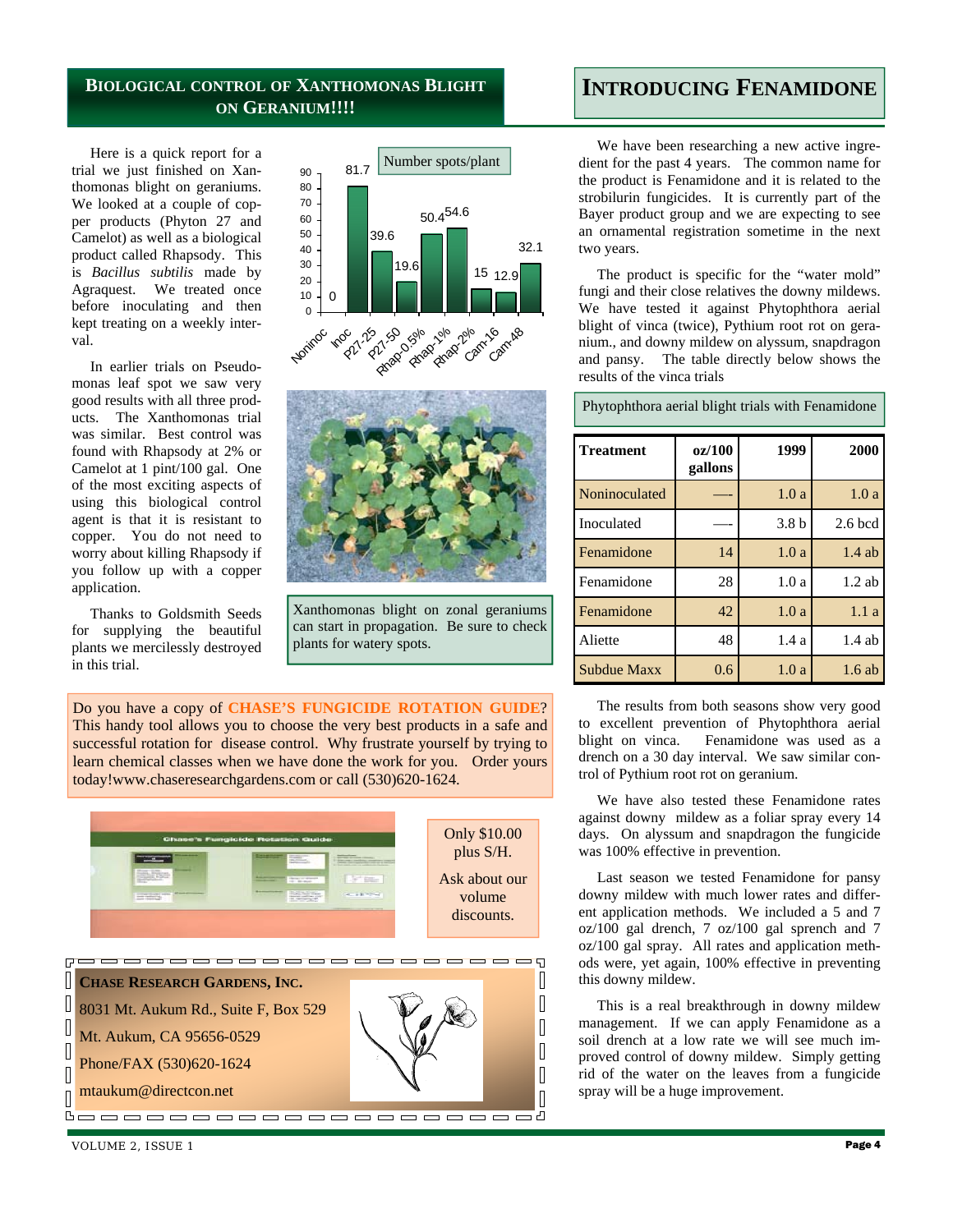## Biological control of Xanthomonas Blight on Geranium!!!!

Here is a quick report for a trial we just finished on Xanthomonas blight on geraniums. We looked at a couple of copper products (Phyton 27 and Camelot) as well as a biological product called Rhapsody. This is *Bacillus subtilis* made by Agraquest. We treated once before inoculating and then kept treating on a weekly interval.

In earlier trials on Pseudomonas leaf spot we saw very good results with all three products. The Xanthomonas trial was similar. Best control was found with Rhapsody at 2% or Camelot at 1 pint/100 gal. One of the most exciting aspects of using this biological control agent is that it is resistant to copper. You do not need to worry about killing Rhapsody if you follow up with a copper application.

Thanks to Goldsmith Seeds for supplying the beautiful plants we mercilessly destroyed in this trial.

Number spots/plant

0, 81.7, 39.6, 19.6, 50.4, 54.6, 15, 12.9, 32.1

90, 80, 70, 60, 50, 40, 30, 20, 10, 0

Noninoc, Inoc, P27-25, P27-50, Rhap-0.5%, Rhap-1%, Rhap-2%, Cam-16, Cam-48

Xanthomonas blight on zonal geraniums can start in propagation. Be sure to check plants for watery spots.

Do you have a copy of **CHASE'S FUNGICIDE ROTATION GUIDE**? This handy tool allows you to choose the very best products in a safe and successful rotation for disease control. Why frustrate yourself by trying to learn chemical classes when we have done the work for you. Order yours today!www.chaseresearchgardens.com or call (530)620-1624.

Only $10.00 plus S/H.

Ask about our volume discounts.

**Chase Research Gardens, Inc.**
8031 Mt. Aukum Rd., Suite F, Box 529
Mt. Aukum, CA 95656-0529
Phone/FAX (530)620-1624
mtaukum@directcon.net

## Introducing Fenamidone

We have been researching a new active ingredient for the past 4 years. The common name for the product is Fenamidone and it is related to the strobilurin fungicides. It is currently part of the Bayer product group and we are expecting to see an ornamental registration sometime in the next two years.

The product is specific for the "water mold" fungi and their close relatives the downy mildews. We have tested it against Phytophthora aerial blight of vinca (twice), Pythium root rot on geranium., and downy mildew on alyssum, snapdragon and pansy. The table directly below shows the results of the vinca trials

Phytophthora aerial blight trials with Fenamidone

| Treatment | oz/100 gallons | 1999 | 2000 |
|---|---|---|---|
| Noninoculated | —- | 1.0 a | 1.0 a |
| Inoculated | —- | 3.8 b | 2.6 bcd |
| Fenamidone | 14 | 1.0 a | 1.4 ab |
| Fenamidone | 28 | 1.0 a | 1.2 ab |
| Fenamidone | 42 | 1.0 a | 1.1 a |
| Aliette | 48 | 1.4 a | 1.4 ab |
| Subdue Maxx | 0.6 | 1.0 a | 1.6 ab |

The results from both seasons show very good to excellent prevention of Phytophthora aerial blight on vinca. Fenamidone was used as a drench on a 30 day interval. We saw similar control of Pythium root rot on geranium.

We have also tested these Fenamidone rates against downy mildew as a foliar spray every 14 days. On alyssum and snapdragon the fungicide was 100% effective in prevention.

Last season we tested Fenamidone for pansy downy mildew with much lower rates and different application methods. We included a 5 and 7 oz/100 gal drench, 7 oz/100 gal sprench and 7 oz/100 gal spray. All rates and application methods were, yet again, 100% effective in preventing this downy mildew.

This is a real breakthrough in downy mildew management. If we can apply Fenamidone as a soil drench at a low rate we will see much improved control of downy mildew. Simply getting rid of the water on the leaves from a fungicide spray will be a huge improvement.